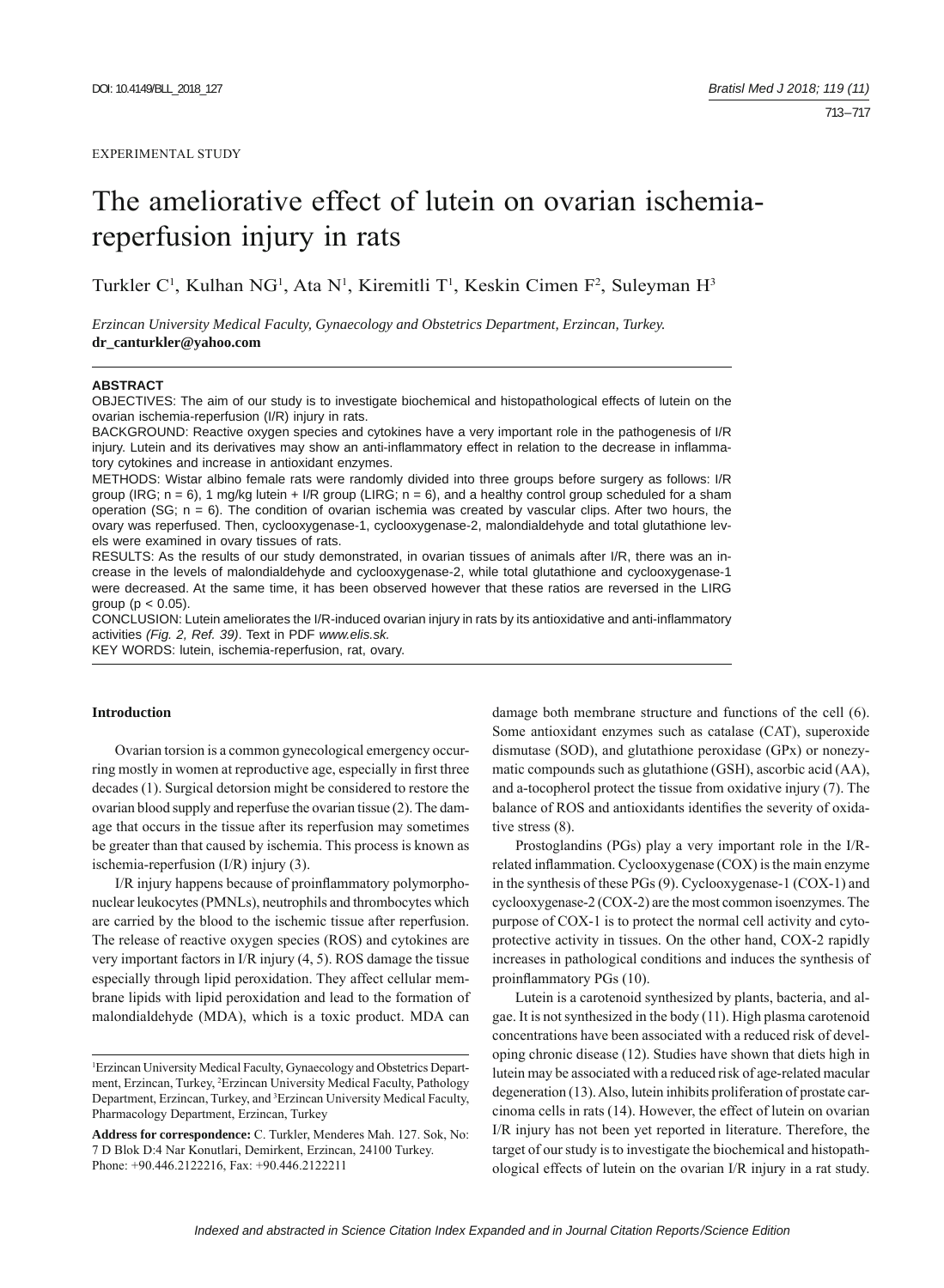EXPERIMENTAL STUDY

# The ameliorative effect of lutein on ovarian ischemia-reperfusion injury in rats

Turkler C[1], Kulhan NG[1], Ata N[1], Kiremitli T[1], Keskin Cimen F[2], Suleyman H[3]

*Erzincan University Medical Faculty, Gynaecology and Obstetrics Department, Erzincan, Turkey.*
**dr_canturkler@yahoo.com**

## ABSTRACT

OBJECTIVES: The aim of our study is to investigate biochemical and histopathological effects of lutein on the ovarian ischemia-reperfusion (I/R) injury in rats.

BACKGROUND: Reactive oxygen species and cytokines have a very important role in the pathogenesis of I/R injury. Lutein and its derivatives may show an anti-inflammatory effect in relation to the decrease in inflammatory cytokines and increase in antioxidant enzymes.

METHODS: Wistar albino female rats were randomly divided into three groups before surgery as follows: I/R group (IRG; n = 6), 1 mg/kg lutein + I/R group (LIRG; n = 6), and a healthy control group scheduled for a sham operation (SG; n = 6). The condition of ovarian ischemia was created by vascular clips. After two hours, the ovary was reperfused. Then, cyclooxygenase-1, cyclooxygenase-2, malondialdehyde and total glutathione levels were examined in ovary tissues of rats.

RESULTS: As the results of our study demonstrated, in ovarian tissues of animals after I/R, there was an increase in the levels of malondialdehyde and cyclooxygenase-2, while total glutathione and cyclooxygenase-1 were decreased. At the same time, it has been observed however that these ratios are reversed in the LIRG group ($p < 0.05$).

CONCLUSION: Lutein ameliorates the I/R-induced ovarian injury in rats by its antioxidative and anti-inflammatory activities *(Fig. 2, Ref. 39)*. Text in PDF *www.elis.sk.*

KEY WORDS: lutein, ischemia-reperfusion, rat, ovary.

## Introduction

Ovarian torsion is a common gynecological emergency occurring mostly in women at reproductive age, especially in first three decades (1). Surgical detorsion might be considered to restore the ovarian blood supply and reperfuse the ovarian tissue (2). The damage that occurs in the tissue after its reperfusion may sometimes be greater than that caused by ischemia. This process is known as ischemia-reperfusion (I/R) injury (3).

I/R injury happens because of proinflammatory polymorphonuclear leukocytes (PMNLs), neutrophils and thrombocytes which are carried by the blood to the ischemic tissue after reperfusion. The release of reactive oxygen species (ROS) and cytokines are very important factors in I/R injury (4, 5). ROS damage the tissue especially through lipid peroxidation. They affect cellular membrane lipids with lipid peroxidation and lead to the formation of malondialdehyde (MDA), which is a toxic product. MDA can damage both membrane structure and functions of the cell (6). Some antioxidant enzymes such as catalase (CAT), superoxide dismutase (SOD), and glutathione peroxidase (GPx) or nonezymatic compounds such as glutathione (GSH), ascorbic acid (AA), and a-tocopherol protect the tissue from oxidative injury (7). The balance of ROS and antioxidants identifies the severity of oxidative stress (8).

Prostoglandins (PGs) play a very important role in the I/R-related inflammation. Cyclooxygenase (COX) is the main enzyme in the synthesis of these PGs (9). Cyclooxygenase-1 (COX-1) and cyclooxygenase-2 (COX-2) are the most common isoenzymes. The purpose of COX-1 is to protect the normal cell activity and cytoprotective activity in tissues. On the other hand, COX-2 rapidly increases in pathological conditions and induces the synthesis of proinflammatory PGs (10).

Lutein is a carotenoid synthesized by plants, bacteria, and algae. It is not synthesized in the body (11). High plasma carotenoid concentrations have been associated with a reduced risk of developing chronic disease (12). Studies have shown that diets high in lutein may be associated with a reduced risk of age-related macular degeneration (13). Also, lutein inhibits proliferation of prostate carcinoma cells in rats (14). However, the effect of lutein on ovarian I/R injury has not been yet reported in literature. Therefore, the target of our study is to investigate the biochemical and histopathological effects of lutein on the ovarian I/R injury in a rat study.

[1]Erzincan University Medical Faculty, Gynaecology and Obstetrics Department, Erzincan, Turkey, [2]Erzincan University Medical Faculty, Pathology Department, Erzincan, Turkey, and [3]Erzincan University Medical Faculty, Pharmacology Department, Erzincan, Turkey

**Address for correspondence:** C. Turkler, Menderes Mah. 127. Sok, No: 7 D Blok D:4 Nar Konutlari, Demirkent, Erzincan, 24100 Turkey.
Phone: +90.446.2122216, Fax: +90.446.2122211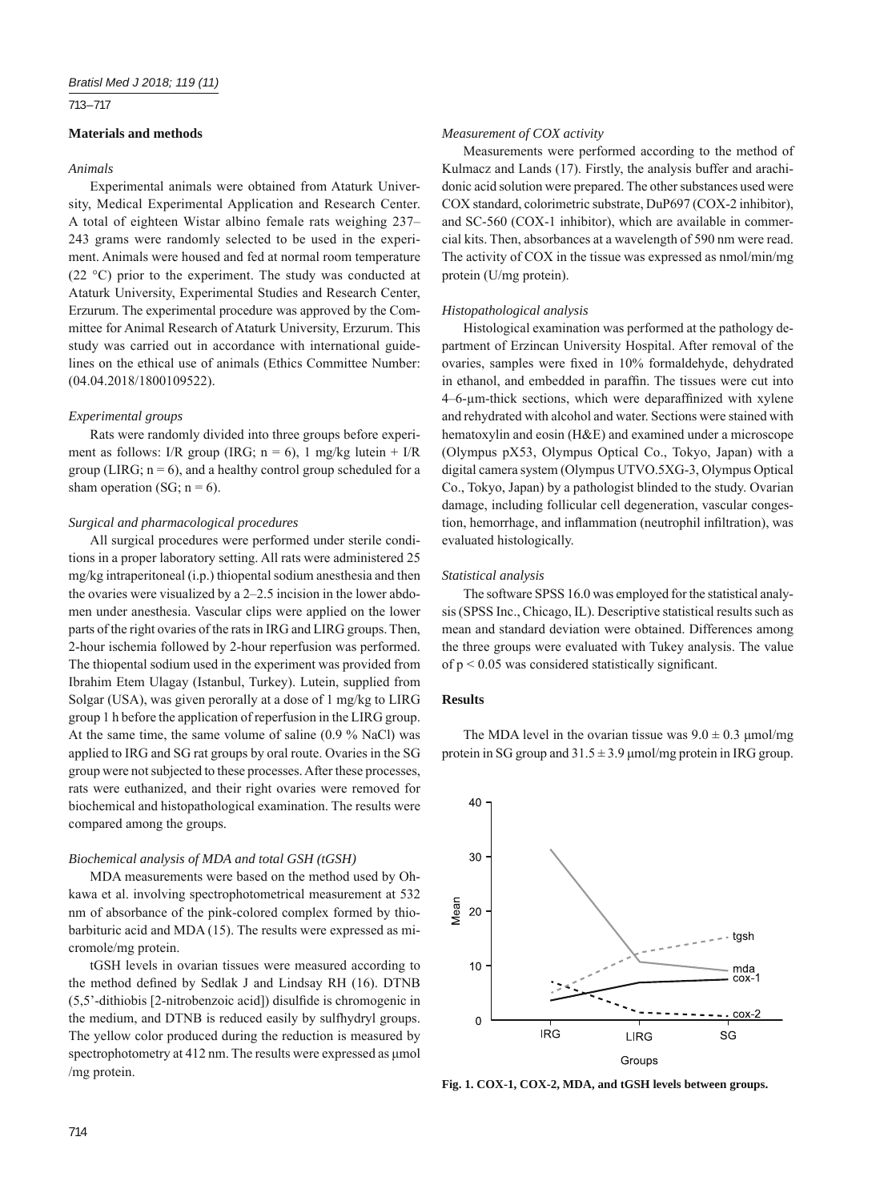## Materials and methods

### *Animals*

Experimental animals were obtained from Ataturk University, Medical Experimental Application and Research Center. A total of eighteen Wistar albino female rats weighing 237–243 grams were randomly selected to be used in the experiment. Animals were housed and fed at normal room temperature (22 °C) prior to the experiment. The study was conducted at Ataturk University, Experimental Studies and Research Center, Erzurum. The experimental procedure was approved by the Committee for Animal Research of Ataturk University, Erzurum. This study was carried out in accordance with international guidelines on the ethical use of animals (Ethics Committee Number: (04.04.2018/1800109522).

### *Experimental groups*

Rats were randomly divided into three groups before experiment as follows: I/R group (IRG; n = 6), 1 mg/kg lutein + I/R group (LIRG; n = 6), and a healthy control group scheduled for a sham operation (SG; n = 6).

### *Surgical and pharmacological procedures*

All surgical procedures were performed under sterile conditions in a proper laboratory setting. All rats were administered 25 mg/kg intraperitoneal (i.p.) thiopental sodium anesthesia and then the ovaries were visualized by a 2–2.5 incision in the lower abdomen under anesthesia. Vascular clips were applied on the lower parts of the right ovaries of the rats in IRG and LIRG groups. Then, 2-hour ischemia followed by 2-hour reperfusion was performed. The thiopental sodium used in the experiment was provided from Ibrahim Etem Ulagay (Istanbul, Turkey). Lutein, supplied from Solgar (USA), was given perorally at a dose of 1 mg/kg to LIRG group 1 h before the application of reperfusion in the LIRG group. At the same time, the same volume of saline (0.9 % NaCl) was applied to IRG and SG rat groups by oral route. Ovaries in the SG group were not subjected to these processes. After these processes, rats were euthanized, and their right ovaries were removed for biochemical and histopathological examination. The results were compared among the groups.

### *Biochemical analysis of MDA and total GSH (tGSH)*

MDA measurements were based on the method used by Ohkawa et al. involving spectrophotometrical measurement at 532 nm of absorbance of the pink-colored complex formed by thiobarbituric acid and MDA (15). The results were expressed as micromole/mg protein.

tGSH levels in ovarian tissues were measured according to the method defined by Sedlak J and Lindsay RH (16). DTNB (5,5'-dithiobis [2-nitrobenzoic acid]) disulfide is chromogenic in the medium, and DTNB is reduced easily by sulfhydryl groups. The yellow color produced during the reduction is measured by spectrophotometry at 412 nm. The results were expressed as μmol /mg protein.

### *Measurement of COX activity*

Measurements were performed according to the method of Kulmacz and Lands (17). Firstly, the analysis buffer and arachidonic acid solution were prepared. The other substances used were COX standard, colorimetric substrate, DuP697 (COX-2 inhibitor), and SC-560 (COX-1 inhibitor), which are available in commercial kits. Then, absorbances at a wavelength of 590 nm were read. The activity of COX in the tissue was expressed as nmol/min/mg protein (U/mg protein).

### *Histopathological analysis*

Histological examination was performed at the pathology department of Erzincan University Hospital. After removal of the ovaries, samples were fixed in 10% formaldehyde, dehydrated in ethanol, and embedded in paraffin. The tissues were cut into 4–6-μm-thick sections, which were deparaffinized with xylene and rehydrated with alcohol and water. Sections were stained with hematoxylin and eosin (H&E) and examined under a microscope (Olympus pX53, Olympus Optical Co., Tokyo, Japan) with a digital camera system (Olympus UTVO.5XG-3, Olympus Optical Co., Tokyo, Japan) by a pathologist blinded to the study. Ovarian damage, including follicular cell degeneration, vascular congestion, hemorrhage, and inflammation (neutrophil infiltration), was evaluated histologically.

### *Statistical analysis*

The software SPSS 16.0 was employed for the statistical analysis (SPSS Inc., Chicago, IL). Descriptive statistical results such as mean and standard deviation were obtained. Differences among the three groups were evaluated with Tukey analysis. The value of $p < 0.05$ was considered statistically significant.

## Results

The MDA level in the ovarian tissue was $9.0 \pm 0.3$ μmol/mg protein in SG group and $31.5 \pm 3.9$ μmol/mg protein in IRG group.

**Fig. 1. COX-1, COX-2, MDA, and tGSH levels between groups.**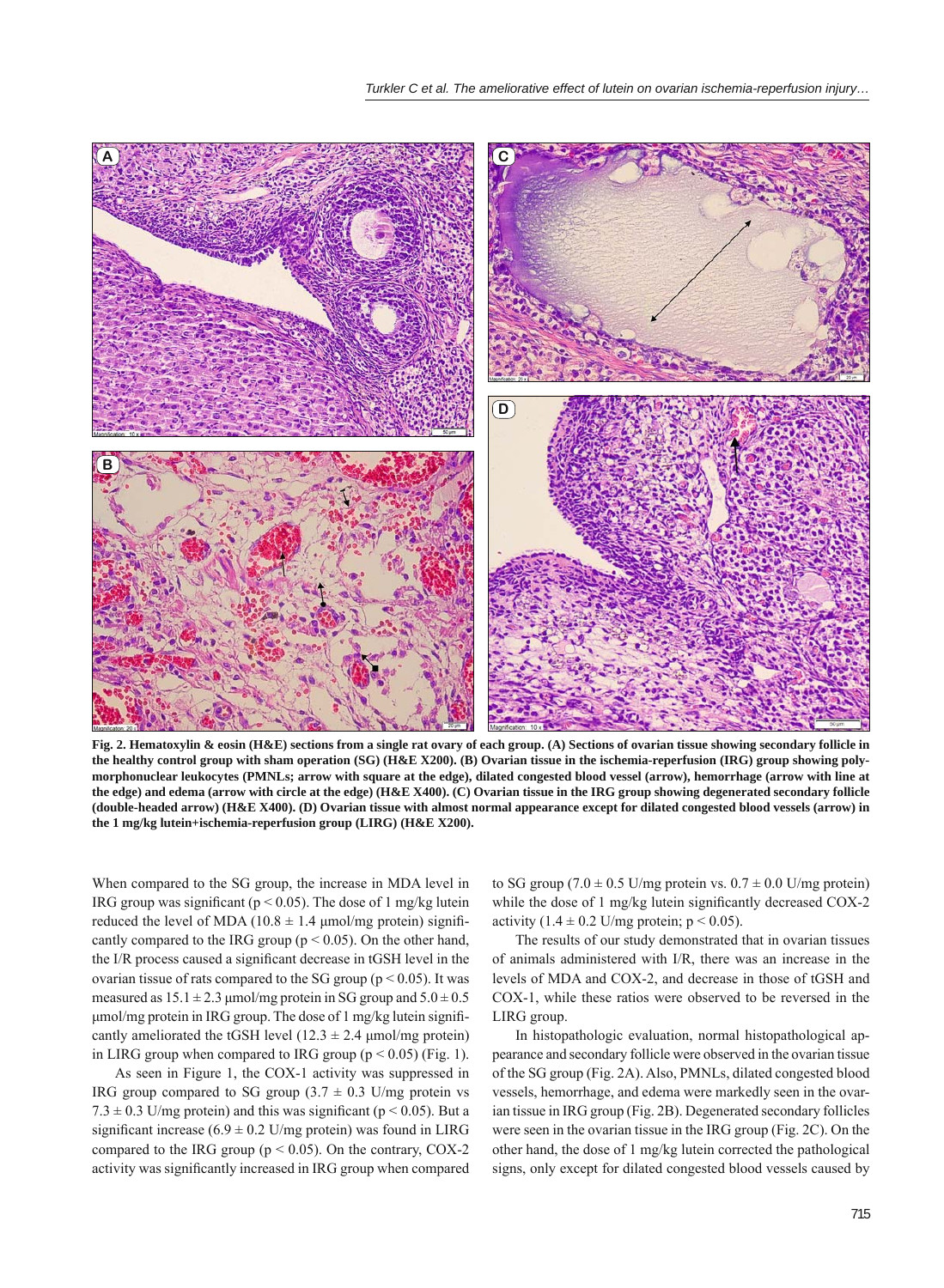**Fig. 2. Hematoxylin & eosin (H&E) sections from a single rat ovary of each group. (A) Sections of ovarian tissue showing secondary follicle in the healthy control group with sham operation (SG) (H&E X200). (B) Ovarian tissue in the ischemia-reperfusion (IRG) group showing polymorphonuclear leukocytes (PMNLs; arrow with square at the edge), dilated congested blood vessel (arrow), hemorrhage (arrow with line at the edge) and edema (arrow with circle at the edge) (H&E X400). (C) Ovarian tissue in the IRG group showing degenerated secondary follicle (double-headed arrow) (H&E X400). (D) Ovarian tissue with almost normal appearance except for dilated congested blood vessels (arrow) in the 1 mg/kg lutein+ischemia-reperfusion group (LIRG) (H&E X200).**

When compared to the SG group, the increase in MDA level in IRG group was significant ($p < 0.05$). The dose of 1 mg/kg lutein reduced the level of MDA (10.8 ± 1.4 μmol/mg protein) significantly compared to the IRG group ($p < 0.05$). On the other hand, the I/R process caused a significant decrease in tGSH level in the ovarian tissue of rats compared to the SG group ($p < 0.05$). It was measured as 15.1 ± 2.3 μmol/mg protein in SG group and 5.0 ± 0.5 μmol/mg protein in IRG group. The dose of 1 mg/kg lutein significantly ameliorated the tGSH level (12.3 ± 2.4 μmol/mg protein) in LIRG group when compared to IRG group ($p < 0.05$) (Fig. 1).

As seen in Figure 1, the COX-1 activity was suppressed in IRG group compared to SG group (3.7 ± 0.3 U/mg protein vs 7.3 ± 0.3 U/mg protein) and this was significant ($p < 0.05$). But a significant increase (6.9 ± 0.2 U/mg protein) was found in LIRG compared to the IRG group ($p < 0.05$). On the contrary, COX-2 activity was significantly increased in IRG group when compared to SG group (7.0 ± 0.5 U/mg protein vs. 0.7 ± 0.0 U/mg protein) while the dose of 1 mg/kg lutein significantly decreased COX-2 activity (1.4 ± 0.2 U/mg protein; $p < 0.05$).

The results of our study demonstrated that in ovarian tissues of animals administered with I/R, there was an increase in the levels of MDA and COX-2, and decrease in those of tGSH and COX-1, while these ratios were observed to be reversed in the LIRG group.

In histopathologic evaluation, normal histopathological appearance and secondary follicle were observed in the ovarian tissue of the SG group (Fig. 2A). Also, PMNLs, dilated congested blood vessels, hemorrhage, and edema were markedly seen in the ovarian tissue in IRG group (Fig. 2B). Degenerated secondary follicles were seen in the ovarian tissue in the IRG group (Fig. 2C). On the other hand, the dose of 1 mg/kg lutein corrected the pathological signs, only except for dilated congested blood vessels caused by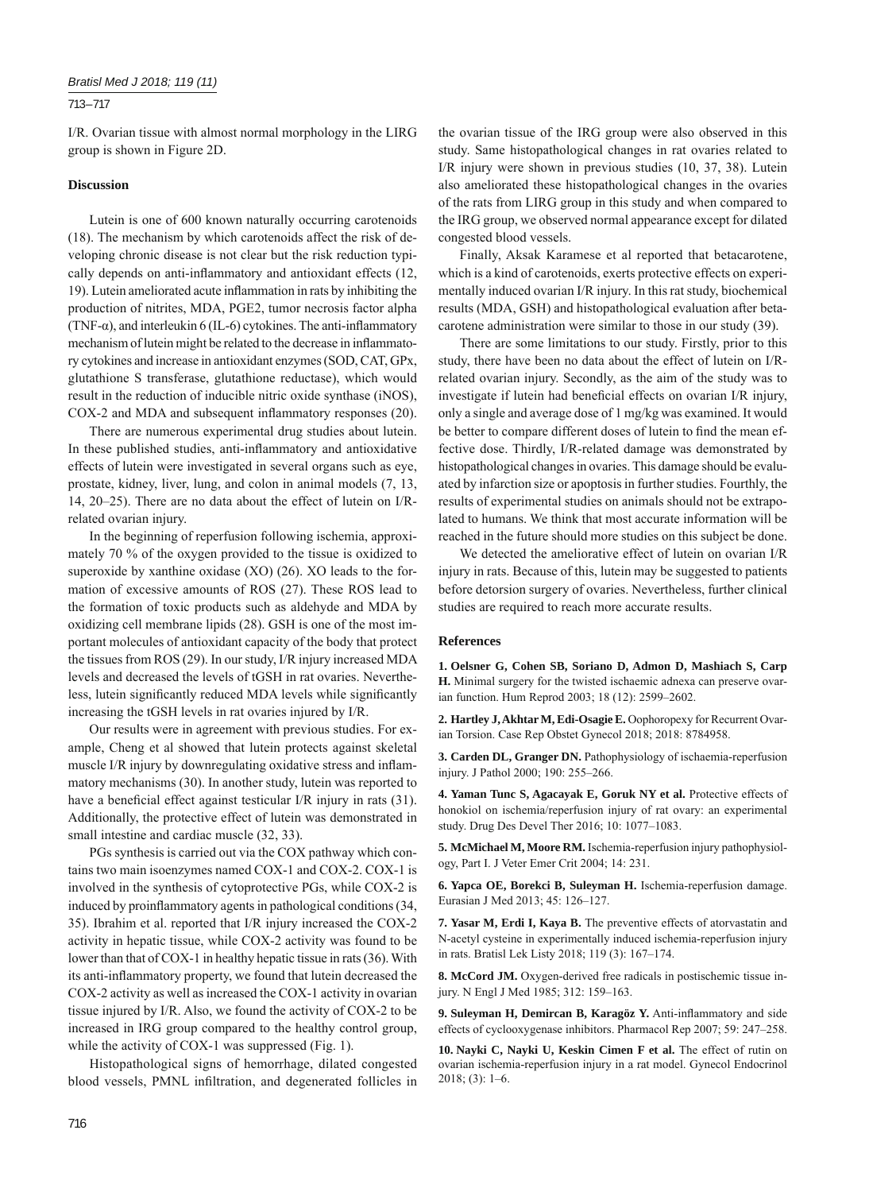I/R. Ovarian tissue with almost normal morphology in the LIRG group is shown in Figure 2D.

### Discussion

Lutein is one of 600 known naturally occurring carotenoids (18). The mechanism by which carotenoids affect the risk of developing chronic disease is not clear but the risk reduction typically depends on anti-inflammatory and antioxidant effects (12, 19). Lutein ameliorated acute inflammation in rats by inhibiting the production of nitrites, MDA, PGE2, tumor necrosis factor alpha (TNF-α), and interleukin 6 (IL-6) cytokines. The anti-inflammatory mechanism of lutein might be related to the decrease in inflammatory cytokines and increase in antioxidant enzymes (SOD, CAT, GPx, glutathione S transferase, glutathione reductase), which would result in the reduction of inducible nitric oxide synthase (iNOS), COX-2 and MDA and subsequent inflammatory responses (20).

There are numerous experimental drug studies about lutein. In these published studies, anti-inflammatory and antioxidative effects of lutein were investigated in several organs such as eye, prostate, kidney, liver, lung, and colon in animal models (7, 13, 14, 20–25). There are no data about the effect of lutein on I/R-related ovarian injury.

In the beginning of reperfusion following ischemia, approximately 70 % of the oxygen provided to the tissue is oxidized to superoxide by xanthine oxidase (XO) (26). XO leads to the formation of excessive amounts of ROS (27). These ROS lead to the formation of toxic products such as aldehyde and MDA by oxidizing cell membrane lipids (28). GSH is one of the most important molecules of antioxidant capacity of the body that protect the tissues from ROS (29). In our study, I/R injury increased MDA levels and decreased the levels of tGSH in rat ovaries. Nevertheless, lutein significantly reduced MDA levels while significantly increasing the tGSH levels in rat ovaries injured by I/R.

Our results were in agreement with previous studies. For example, Cheng et al showed that lutein protects against skeletal muscle I/R injury by downregulating oxidative stress and inflammatory mechanisms (30). In another study, lutein was reported to have a beneficial effect against testicular I/R injury in rats (31). Additionally, the protective effect of lutein was demonstrated in small intestine and cardiac muscle (32, 33).

PGs synthesis is carried out via the COX pathway which contains two main isoenzymes named COX-1 and COX-2. COX-1 is involved in the synthesis of cytoprotective PGs, while COX-2 is induced by proinflammatory agents in pathological conditions (34, 35). Ibrahim et al. reported that I/R injury increased the COX-2 activity in hepatic tissue, while COX-2 activity was found to be lower than that of COX-1 in healthy hepatic tissue in rats (36). With its anti-inflammatory property, we found that lutein decreased the COX-2 activity as well as increased the COX-1 activity in ovarian tissue injured by I/R. Also, we found the activity of COX-2 to be increased in IRG group compared to the healthy control group, while the activity of COX-1 was suppressed (Fig. 1).

Histopathological signs of hemorrhage, dilated congested blood vessels, PMNL infiltration, and degenerated follicles in the ovarian tissue of the IRG group were also observed in this study. Same histopathological changes in rat ovaries related to I/R injury were shown in previous studies (10, 37, 38). Lutein also ameliorated these histopathological changes in the ovaries of the rats from LIRG group in this study and when compared to the IRG group, we observed normal appearance except for dilated congested blood vessels.

Finally, Aksak Karamese et al reported that betacarotene, which is a kind of carotenoids, exerts protective effects on experimentally induced ovarian I/R injury. In this rat study, biochemical results (MDA, GSH) and histopathological evaluation after betacarotene administration were similar to those in our study (39).

There are some limitations to our study. Firstly, prior to this study, there have been no data about the effect of lutein on I/R-related ovarian injury. Secondly, as the aim of the study was to investigate if lutein had beneficial effects on ovarian I/R injury, only a single and average dose of 1 mg/kg was examined. It would be better to compare different doses of lutein to find the mean effective dose. Thirdly, I/R-related damage was demonstrated by histopathological changes in ovaries. This damage should be evaluated by infarction size or apoptosis in further studies. Fourthly, the results of experimental studies on animals should not be extrapolated to humans. We think that most accurate information will be reached in the future should more studies on this subject be done.

We detected the ameliorative effect of lutein on ovarian I/R injury in rats. Because of this, lutein may be suggested to patients before detorsion surgery of ovaries. Nevertheless, further clinical studies are required to reach more accurate results.

### References

**1. Oelsner G, Cohen SB, Soriano D, Admon D, Mashiach S, Carp H.** Minimal surgery for the twisted ischaemic adnexa can preserve ovarian function. Hum Reprod 2003; 18 (12): 2599–2602.

**2. Hartley J, Akhtar M, Edi-Osagie E.** Oophoropexy for Recurrent Ovarian Torsion. Case Rep Obstet Gynecol 2018; 2018: 8784958.

**3. Carden DL, Granger DN.** Pathophysiology of ischaemia-reperfusion injury. J Pathol 2000; 190: 255–266.

**4. Yaman Tunc S, Agacayak E, Goruk NY et al.** Protective effects of honokiol on ischemia/reperfusion injury of rat ovary: an experimental study. Drug Des Devel Ther 2016; 10: 1077–1083.

**5. McMichael M, Moore RM.** Ischemia-reperfusion injury pathophysiology, Part I. J Veter Emer Crit 2004; 14: 231.

**6. Yapca OE, Borekci B, Suleyman H.** Ischemia-reperfusion damage. Eurasian J Med 2013; 45: 126–127.

**7. Yasar M, Erdi I, Kaya B.** The preventive effects of atorvastatin and N-acetyl cysteine in experimentally induced ischemia-reperfusion injury in rats. Bratisl Lek Listy 2018; 119 (3): 167–174.

**8. McCord JM.** Oxygen-derived free radicals in postischemic tissue injury. N Engl J Med 1985; 312: 159–163.

**9. Suleyman H, Demircan B, Karagöz Y.** Anti-inflammatory and side effects of cyclooxygenase inhibitors. Pharmacol Rep 2007; 59: 247–258.

**10. Nayki C, Nayki U, Keskin Cimen F et al.** The effect of rutin on ovarian ischemia-reperfusion injury in a rat model. Gynecol Endocrinol 2018; (3): 1–6.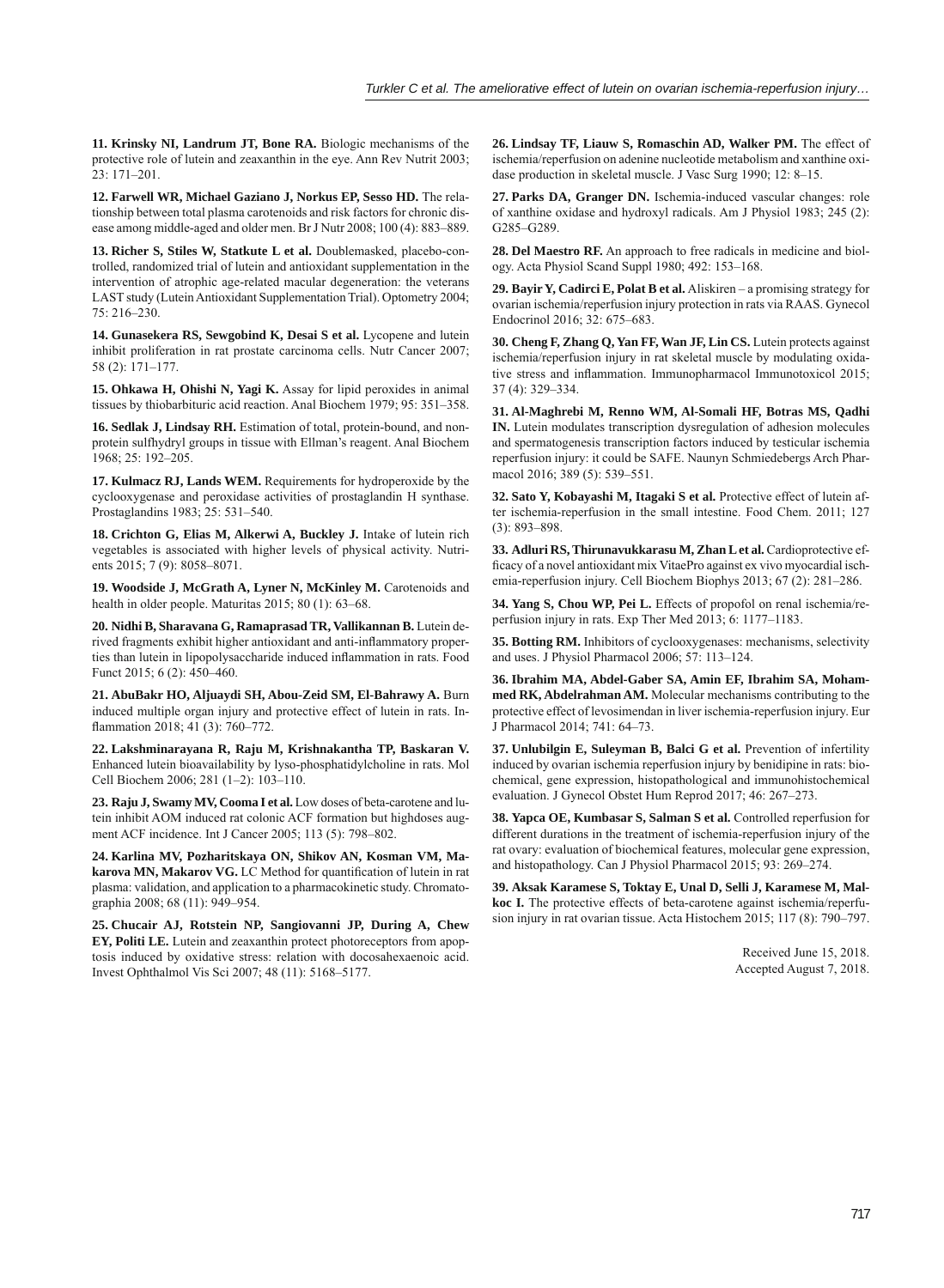**11. Krinsky NI, Landrum JT, Bone RA.** Biologic mechanisms of the protective role of lutein and zeaxanthin in the eye. Ann Rev Nutrit 2003; 23: 171–201.

**12. Farwell WR, Michael Gaziano J, Norkus EP, Sesso HD.** The relationship between total plasma carotenoids and risk factors for chronic disease among middle-aged and older men. Br J Nutr 2008; 100 (4): 883–889.

**13. Richer S, Stiles W, Statkute L et al.** Doublemasked, placebo-controlled, randomized trial of lutein and antioxidant supplementation in the intervention of atrophic age-related macular degeneration: the veterans LAST study (Lutein Antioxidant Supplementation Trial). Optometry 2004; 75: 216–230.

**14. Gunasekera RS, Sewgobind K, Desai S et al.** Lycopene and lutein inhibit proliferation in rat prostate carcinoma cells. Nutr Cancer 2007; 58 (2): 171–177.

**15. Ohkawa H, Ohishi N, Yagi K.** Assay for lipid peroxides in animal tissues by thiobarbituric acid reaction. Anal Biochem 1979; 95: 351–358.

**16. Sedlak J, Lindsay RH.** Estimation of total, protein-bound, and nonprotein sulfhydryl groups in tissue with Ellman's reagent. Anal Biochem 1968; 25: 192–205.

**17. Kulmacz RJ, Lands WEM.** Requirements for hydroperoxide by the cyclooxygenase and peroxidase activities of prostaglandin H synthase. Prostaglandins 1983; 25: 531–540.

**18. Crichton G, Elias M, Alkerwi A, Buckley J.** Intake of lutein rich vegetables is associated with higher levels of physical activity. Nutrients 2015; 7 (9): 8058–8071.

**19. Woodside J, McGrath A, Lyner N, McKinley M.** Carotenoids and health in older people. Maturitas 2015; 80 (1): 63–68.

**20. Nidhi B, Sharavana G, Ramaprasad TR, Vallikannan B.** Lutein derived fragments exhibit higher antioxidant and anti-inflammatory properties than lutein in lipopolysaccharide induced inflammation in rats. Food Funct 2015; 6 (2): 450–460.

**21. AbuBakr HO, Aljuaydi SH, Abou-Zeid SM, El-Bahrawy A.** Burn induced multiple organ injury and protective effect of lutein in rats. Inflammation 2018; 41 (3): 760–772.

**22. Lakshminarayana R, Raju M, Krishnakantha TP, Baskaran V.** Enhanced lutein bioavailability by lyso-phosphatidylcholine in rats. Mol Cell Biochem 2006; 281 (1–2): 103–110.

**23. Raju J, Swamy MV, Cooma I et al.** Low doses of beta-carotene and lutein inhibit AOM induced rat colonic ACF formation but highdoses augment ACF incidence. Int J Cancer 2005; 113 (5): 798–802.

**24. Karlina MV, Pozharitskaya ON, Shikov AN, Kosman VM, Makarova MN, Makarov VG.** LC Method for quantification of lutein in rat plasma: validation, and application to a pharmacokinetic study. Chromatographia 2008; 68 (11): 949–954.

**25. Chucair AJ, Rotstein NP, Sangiovanni JP, During A, Chew EY, Politi LE.** Lutein and zeaxanthin protect photoreceptors from apoptosis induced by oxidative stress: relation with docosahexaenoic acid. Invest Ophthalmol Vis Sci 2007; 48 (11): 5168–5177.

**26. Lindsay TF, Liauw S, Romaschin AD, Walker PM.** The effect of ischemia/reperfusion on adenine nucleotide metabolism and xanthine oxidase production in skeletal muscle. J Vasc Surg 1990; 12: 8–15.

**27. Parks DA, Granger DN.** Ischemia-induced vascular changes: role of xanthine oxidase and hydroxyl radicals. Am J Physiol 1983; 245 (2): G285–G289.

**28. Del Maestro RF.** An approach to free radicals in medicine and biology. Acta Physiol Scand Suppl 1980; 492: 153–168.

**29. Bayir Y, Cadirci E, Polat B et al.** Aliskiren – a promising strategy for ovarian ischemia/reperfusion injury protection in rats via RAAS. Gynecol Endocrinol 2016; 32: 675–683.

**30. Cheng F, Zhang Q, Yan FF, Wan JF, Lin CS.** Lutein protects against ischemia/reperfusion injury in rat skeletal muscle by modulating oxidative stress and inflammation. Immunopharmacol Immunotoxicol 2015; 37 (4): 329–334.

**31. Al-Maghrebi M, Renno WM, Al-Somali HF, Botras MS, Qadhi IN.** Lutein modulates transcription dysregulation of adhesion molecules and spermatogenesis transcription factors induced by testicular ischemia reperfusion injury: it could be SAFE. Naunyn Schmiedebergs Arch Pharmacol 2016; 389 (5): 539–551.

**32. Sato Y, Kobayashi M, Itagaki S et al.** Protective effect of lutein after ischemia-reperfusion in the small intestine. Food Chem. 2011; 127 (3): 893–898.

**33. Adluri RS, Thirunavukkarasu M, Zhan L et al.** Cardioprotective efficacy of a novel antioxidant mix VitaePro against ex vivo myocardial ischemia-reperfusion injury. Cell Biochem Biophys 2013; 67 (2): 281–286.

**34. Yang S, Chou WP, Pei L.** Effects of propofol on renal ischemia/reperfusion injury in rats. Exp Ther Med 2013; 6: 1177–1183.

**35. Botting RM.** Inhibitors of cyclooxygenases: mechanisms, selectivity and uses. J Physiol Pharmacol 2006; 57: 113–124.

**36. Ibrahim MA, Abdel-Gaber SA, Amin EF, Ibrahim SA, Mohammed RK, Abdelrahman AM.** Molecular mechanisms contributing to the protective effect of levosimendan in liver ischemia-reperfusion injury. Eur J Pharmacol 2014; 741: 64–73.

**37. Unlubilgin E, Suleyman B, Balci G et al.** Prevention of infertility induced by ovarian ischemia reperfusion injury by benidipine in rats: biochemical, gene expression, histopathological and immunohistochemical evaluation. J Gynecol Obstet Hum Reprod 2017; 46: 267–273.

**38. Yapca OE, Kumbasar S, Salman S et al.** Controlled reperfusion for different durations in the treatment of ischemia-reperfusion injury of the rat ovary: evaluation of biochemical features, molecular gene expression, and histopathology. Can J Physiol Pharmacol 2015; 93: 269–274.

**39. Aksak Karamese S, Toktay E, Unal D, Selli J, Karamese M, Malkoc I.** The protective effects of beta-carotene against ischemia/reperfusion injury in rat ovarian tissue. Acta Histochem 2015; 117 (8): 790–797.

Received June 15, 2018.
Accepted August 7, 2018.